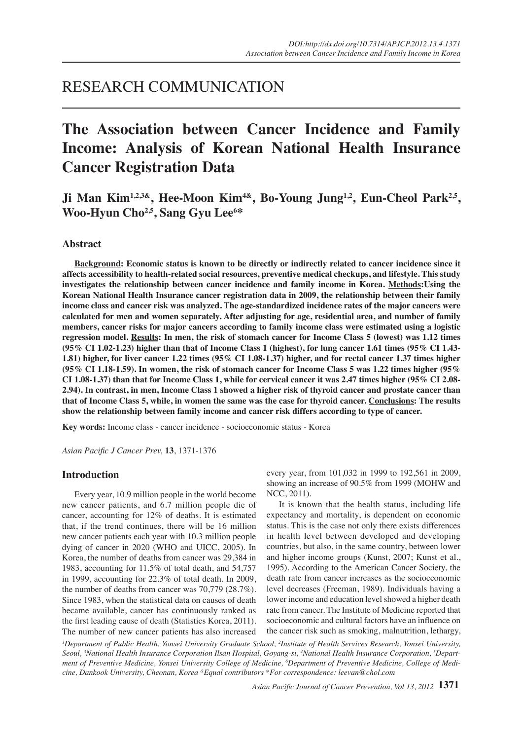RESEARCH COMMUNICATION

# The Association between Cancer Incidence and Family Income: Analysis of Korean National Health Insurance Cancer Registration Data

**Ji Man Kim[1,2,3&], Hee-Moon Kim[4&], Bo-Young Jung[1,2], Eun-Cheol Park[2,5], Woo-Hyun Cho[2,5], Sang Gyu Lee[6*]**

## Abstract

**Background: Economic status is known to be directly or indirectly related to cancer incidence since it affects accessibility to health-related social resources, preventive medical checkups, and lifestyle. This study investigates the relationship between cancer incidence and family income in Korea. Methods: Using the Korean National Health Insurance cancer registration data in 2009, the relationship between their family income class and cancer risk was analyzed. The age-standardized incidence rates of the major cancers were calculated for men and women separately. After adjusting for age, residential area, and number of family members, cancer risks for major cancers according to family income class were estimated using a logistic regression model. Results: In men, the risk of stomach cancer for Income Class 5 (lowest) was 1.12 times (95% CI 1.02-1.23) higher than that of Income Class 1 (highest), for lung cancer 1.61 times (95% CI 1.43-1.81) higher, for liver cancer 1.22 times (95% CI 1.08-1.37) higher, and for rectal cancer 1.37 times higher (95% CI 1.18-1.59). In women, the risk of stomach cancer for Income Class 5 was 1.22 times higher (95% CI 1.08-1.37) than that for Income Class 1, while for cervical cancer it was 2.47 times higher (95% CI 2.08-2.94). In contrast, in men, Income Class 1 showed a higher risk of thyroid cancer and prostate cancer than that of Income Class 5, while, in women the same was the case for thyroid cancer. Conclusions: The results show the relationship between family income and cancer risk differs according to type of cancer.**

**Key words:** Income class - cancer incidence - socioeconomic status - Korea

*Asian Pacific J Cancer Prev,* **13**, 1371-1376

## Introduction

Every year, 10.9 million people in the world become new cancer patients, and 6.7 million people die of cancer, accounting for 12% of deaths. It is estimated that, if the trend continues, there will be 16 million new cancer patients each year with 10.3 million people dying of cancer in 2020 (WHO and UICC, 2005). In Korea, the number of deaths from cancer was 29,384 in 1983, accounting for 11.5% of total death, and 54,757 in 1999, accounting for 22.3% of total death. In 2009, the number of deaths from cancer was 70,779 (28.7%). Since 1983, when the statistical data on causes of death became available, cancer has continuously ranked as the first leading cause of death (Statistics Korea, 2011). The number of new cancer patients has also increased every year, from 101,032 in 1999 to 192,561 in 2009, showing an increase of 90.5% from 1999 (MOHW and NCC, 2011).

It is known that the health status, including life expectancy and mortality, is dependent on economic status. This is the case not only there exists differences in health level between developed and developing countries, but also, in the same country, between lower and higher income groups (Kunst, 2007; Kunst et al., 1995). According to the American Cancer Society, the death rate from cancer increases as the socioeconomic level decreases (Freeman, 1989). Individuals having a lower income and education level showed a higher death rate from cancer. The Institute of Medicine reported that socioeconomic and cultural factors have an influence on the cancer risk such as smoking, malnutrition, lethargy,

[1]*Department of Public Health, Yonsei University Graduate School,* [2]*Institute of Health Services Research, Yonsei University, Seoul,* [3]*National Health Insurance Corporation Ilsan Hospital, Goyang-si,* [4]*National Health Insurance Corporation,* [5]*Department of Preventive Medicine, Yonsei University College of Medicine,* [6]*Department of Preventive Medicine, College of Medicine, Dankook University, Cheonan, Korea* [&]*Equal contributors* *For correspondence: leevan@chol.com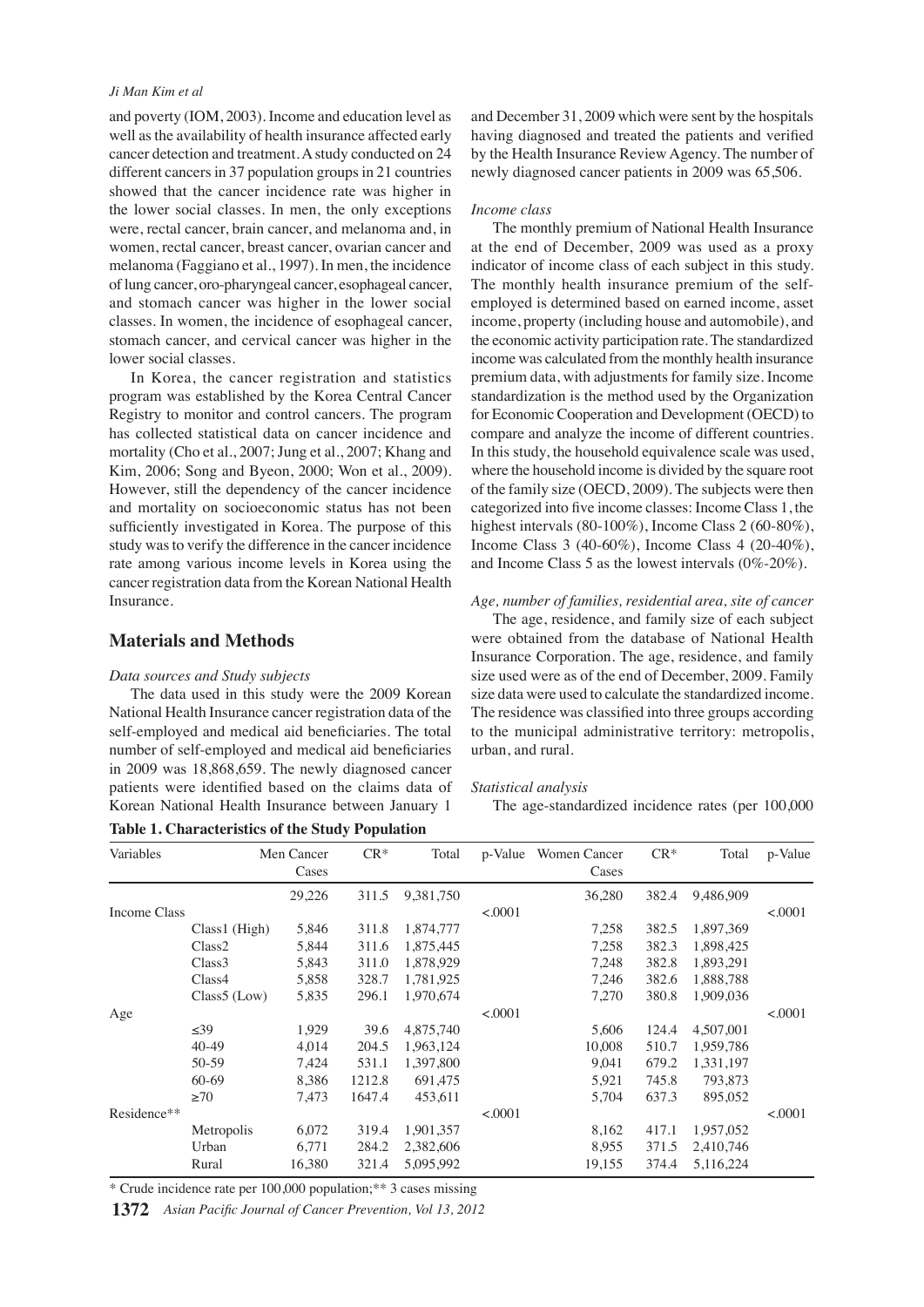and poverty (IOM, 2003). Income and education level as well as the availability of health insurance affected early cancer detection and treatment. A study conducted on 24 different cancers in 37 population groups in 21 countries showed that the cancer incidence rate was higher in the lower social classes. In men, the only exceptions were, rectal cancer, brain cancer, and melanoma and, in women, rectal cancer, breast cancer, ovarian cancer and melanoma (Faggiano et al., 1997). In men, the incidence of lung cancer, oro-pharyngeal cancer, esophageal cancer, and stomach cancer was higher in the lower social classes. In women, the incidence of esophageal cancer, stomach cancer, and cervical cancer was higher in the lower social classes.

In Korea, the cancer registration and statistics program was established by the Korea Central Cancer Registry to monitor and control cancers. The program has collected statistical data on cancer incidence and mortality (Cho et al., 2007; Jung et al., 2007; Khang and Kim, 2006; Song and Byeon, 2000; Won et al., 2009). However, still the dependency of the cancer incidence and mortality on socioeconomic status has not been sufficiently investigated in Korea. The purpose of this study was to verify the difference in the cancer incidence rate among various income levels in Korea using the cancer registration data from the Korean National Health Insurance.

## Materials and Methods

*Data sources and Study subjects*

The data used in this study were the 2009 Korean National Health Insurance cancer registration data of the self-employed and medical aid beneficiaries. The total number of self-employed and medical aid beneficiaries in 2009 was 18,868,659. The newly diagnosed cancer patients were identified based on the claims data of Korean National Health Insurance between January 1 and December 31, 2009 which were sent by the hospitals having diagnosed and treated the patients and verified by the Health Insurance Review Agency. The number of newly diagnosed cancer patients in 2009 was 65,506.

*Income class*

The monthly premium of National Health Insurance at the end of December, 2009 was used as a proxy indicator of income class of each subject in this study. The monthly health insurance premium of the self-employed is determined based on earned income, asset income, property (including house and automobile), and the economic activity participation rate. The standardized income was calculated from the monthly health insurance premium data, with adjustments for family size. Income standardization is the method used by the Organization for Economic Cooperation and Development (OECD) to compare and analyze the income of different countries. In this study, the household equivalence scale was used, where the household income is divided by the square root of the family size (OECD, 2009). The subjects were then categorized into five income classes: Income Class 1, the highest intervals (80-100%), Income Class 2 (60-80%), Income Class 3 (40-60%), Income Class 4 (20-40%), and Income Class 5 as the lowest intervals (0%-20%).

*Age, number of families, residential area, site of cancer*

The age, residence, and family size of each subject were obtained from the database of National Health Insurance Corporation. The age, residence, and family size used were as of the end of December, 2009. Family size data were used to calculate the standardized income. The residence was classified into three groups according to the municipal administrative territory: metropolis, urban, and rural.

*Statistical analysis*

The age-standardized incidence rates (per 100,000

**Table 1. Characteristics of the Study Population**

| Variables | | Men Cancer Cases | CR* | Total | p-Value | Women Cancer Cases | CR* | Total | p-Value |
|---|---|---|---|---|---|---|---|---|---|
| | | 29,226 | 311.5 | 9,381,750 | | 36,280 | 382.4 | 9,486,909 | |
| Income Class | | | | | <.0001 | | | | <.0001 |
| | Class1 (High) | 5,846 | 311.8 | 1,874,777 | | 7,258 | 382.5 | 1,897,369 | |
| | Class2 | 5,844 | 311.6 | 1,875,445 | | 7,258 | 382.3 | 1,898,425 | |
| | Class3 | 5,843 | 311.0 | 1,878,929 | | 7,248 | 382.8 | 1,893,291 | |
| | Class4 | 5,858 | 328.7 | 1,781,925 | | 7,246 | 382.6 | 1,888,788 | |
| | Class5 (Low) | 5,835 | 296.1 | 1,970,674 | | 7,270 | 380.8 | 1,909,036 | |
| Age | | | | | <.0001 | | | | <.0001 |
| | ≤39 | 1,929 | 39.6 | 4,875,740 | | 5,606 | 124.4 | 4,507,001 | |
| | 40-49 | 4,014 | 204.5 | 1,963,124 | | 10,008 | 510.7 | 1,959,786 | |
| | 50-59 | 7,424 | 531.1 | 1,397,800 | | 9,041 | 679.2 | 1,331,197 | |
| | 60-69 | 8,386 | 1212.8 | 691,475 | | 5,921 | 745.8 | 793,873 | |
| | ≥70 | 7,473 | 1647.4 | 453,611 | | 5,704 | 637.3 | 895,052 | |
| Residence** | | | | | <.0001 | | | | <.0001 |
| | Metropolis | 6,072 | 319.4 | 1,901,357 | | 8,162 | 417.1 | 1,957,052 | |
| | Urban | 6,771 | 284.2 | 2,382,606 | | 8,955 | 371.5 | 2,410,746 | |
| | Rural | 16,380 | 321.4 | 5,095,992 | | 19,155 | 374.4 | 5,116,224 | |

* Crude incidence rate per 100,000 population;** 3 cases missing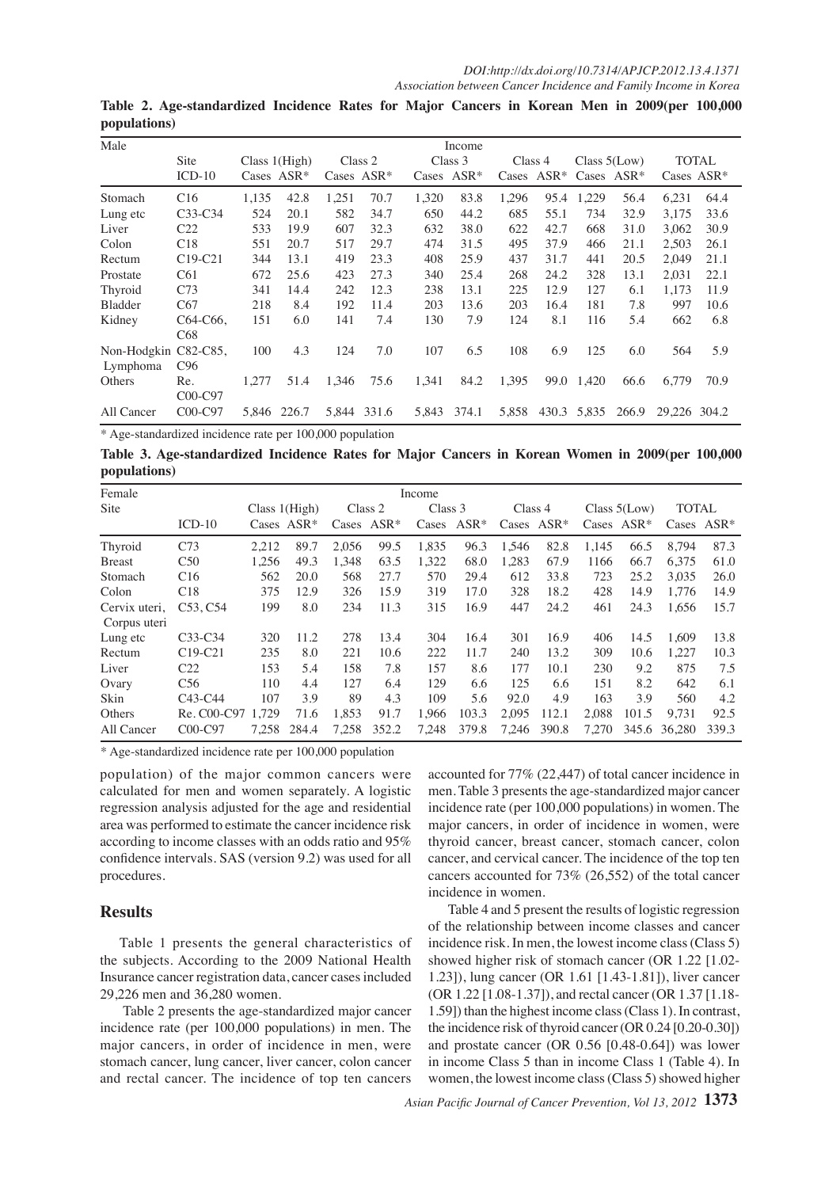**Table 2. Age-standardized Incidence Rates for Major Cancers in Korean Men in 2009(per 100,000 populations)**

| Male | | Income | | | | | | | | | | | |
|---|---|---|---|---|---|---|---|---|---|---|---|---|---|
| Site | ICD-10 | Class 1(High) | | Class 2 | | Class 3 | | Class 4 | | Class 5(Low) | | TOTAL | |
| | | Cases | ASR* | Cases | ASR* | Cases | ASR* | Cases | ASR* | Cases | ASR* | Cases | ASR* |
| Stomach | C16 | 1,135 | 42.8 | 1,251 | 70.7 | 1,320 | 83.8 | 1,296 | 95.4 | 1,229 | 56.4 | 6,231 | 64.4 |
| Lung etc | C33-C34 | 524 | 20.1 | 582 | 34.7 | 650 | 44.2 | 685 | 55.1 | 734 | 32.9 | 3,175 | 33.6 |
| Liver | C22 | 533 | 19.9 | 607 | 32.3 | 632 | 38.0 | 622 | 42.7 | 668 | 31.0 | 3,062 | 30.9 |
| Colon | C18 | 551 | 20.7 | 517 | 29.7 | 474 | 31.5 | 495 | 37.9 | 466 | 21.1 | 2,503 | 26.1 |
| Rectum | C19-C21 | 344 | 13.1 | 419 | 23.3 | 408 | 25.9 | 437 | 31.7 | 441 | 20.5 | 2,049 | 21.1 |
| Prostate | C61 | 672 | 25.6 | 423 | 27.3 | 340 | 25.4 | 268 | 24.2 | 328 | 13.1 | 2,031 | 22.1 |
| Thyroid | C73 | 341 | 14.4 | 242 | 12.3 | 238 | 13.1 | 225 | 12.9 | 127 | 6.1 | 1,173 | 11.9 |
| Bladder | C67 | 218 | 8.4 | 192 | 11.4 | 203 | 13.6 | 203 | 16.4 | 181 | 7.8 | 997 | 10.6 |
| Kidney | C64-C66, C68 | 151 | 6.0 | 141 | 7.4 | 130 | 7.9 | 124 | 8.1 | 116 | 5.4 | 662 | 6.8 |
| Non-Hodgkin Lymphoma | C82-C85, C96 | 100 | 4.3 | 124 | 7.0 | 107 | 6.5 | 108 | 6.9 | 125 | 6.0 | 564 | 5.9 |
| Others | Re. C00-C97 | 1,277 | 51.4 | 1,346 | 75.6 | 1,341 | 84.2 | 1,395 | 99.0 | 1,420 | 66.6 | 6,779 | 70.9 |
| All Cancer | C00-C97 | 5,846 | 226.7 | 5,844 | 331.6 | 5,843 | 374.1 | 5,858 | 430.3 | 5,835 | 266.9 | 29,226 | 304.2 |

\* Age-standardized incidence rate per 100,000 population

**Table 3. Age-standardized Incidence Rates for Major Cancers in Korean Women in 2009(per 100,000 populations)**

| Female | | Income | | | | | | | | | | | |
|---|---|---|---|---|---|---|---|---|---|---|---|---|---|
| Site | ICD-10 | Class 1(High) | | Class 2 | | Class 3 | | Class 4 | | Class 5(Low) | | TOTAL | |
| | | Cases | ASR* | Cases | ASR* | Cases | ASR* | Cases | ASR* | Cases | ASR* | Cases | ASR* |
| Thyroid | C73 | 2,212 | 89.7 | 2,056 | 99.5 | 1,835 | 96.3 | 1,546 | 82.8 | 1,145 | 66.5 | 8,794 | 87.3 |
| Breast | C50 | 1,256 | 49.3 | 1,348 | 63.5 | 1,322 | 68.0 | 1,283 | 67.9 | 1166 | 66.7 | 6,375 | 61.0 |
| Stomach | C16 | 562 | 20.0 | 568 | 27.7 | 570 | 29.4 | 612 | 33.8 | 723 | 25.2 | 3,035 | 26.0 |
| Colon | C18 | 375 | 12.9 | 326 | 15.9 | 319 | 17.0 | 328 | 18.2 | 428 | 14.9 | 1,776 | 14.9 |
| Cervix uteri, Corpus uteri | C53, C54 | 199 | 8.0 | 234 | 11.3 | 315 | 16.9 | 447 | 24.2 | 461 | 24.3 | 1,656 | 15.7 |
| Lung etc | C33-C34 | 320 | 11.2 | 278 | 13.4 | 304 | 16.4 | 301 | 16.9 | 406 | 14.5 | 1,609 | 13.8 |
| Rectum | C19-C21 | 235 | 8.0 | 221 | 10.6 | 222 | 11.7 | 240 | 13.2 | 309 | 10.6 | 1,227 | 10.3 |
| Liver | C22 | 153 | 5.4 | 158 | 7.8 | 157 | 8.6 | 177 | 10.1 | 230 | 9.2 | 875 | 7.5 |
| Ovary | C56 | 110 | 4.4 | 127 | 6.4 | 129 | 6.6 | 125 | 6.6 | 151 | 8.2 | 642 | 6.1 |
| Skin | C43-C44 | 107 | 3.9 | 89 | 4.3 | 109 | 5.6 | 92.0 | 4.9 | 163 | 3.9 | 560 | 4.2 |
| Others | Re. C00-C97 | 1,729 | 71.6 | 1,853 | 91.7 | 1,966 | 103.3 | 2,095 | 112.1 | 2,088 | 101.5 | 9,731 | 92.5 |
| All Cancer | C00-C97 | 7,258 | 284.4 | 7,258 | 352.2 | 7,248 | 379.8 | 7,246 | 390.8 | 7,270 | 345.6 | 36,280 | 339.3 |

\* Age-standardized incidence rate per 100,000 population

population) of the major common cancers were calculated for men and women separately. A logistic regression analysis adjusted for the age and residential area was performed to estimate the cancer incidence risk according to income classes with an odds ratio and 95% confidence intervals. SAS (version 9.2) was used for all procedures.

## Results

Table 1 presents the general characteristics of the subjects. According to the 2009 National Health Insurance cancer registration data, cancer cases included 29,226 men and 36,280 women.

Table 2 presents the age-standardized major cancer incidence rate (per 100,000 populations) in men. The major cancers, in order of incidence in men, were stomach cancer, lung cancer, liver cancer, colon cancer and rectal cancer. The incidence of top ten cancers accounted for 77% (22,447) of total cancer incidence in men. Table 3 presents the age-standardized major cancer incidence rate (per 100,000 populations) in women. The major cancers, in order of incidence in women, were thyroid cancer, breast cancer, stomach cancer, colon cancer, and cervical cancer. The incidence of the top ten cancers accounted for 73% (26,552) of the total cancer incidence in women.

Table 4 and 5 present the results of logistic regression of the relationship between income classes and cancer incidence risk. In men, the lowest income class (Class 5) showed higher risk of stomach cancer (OR 1.22 [1.02-1.23]), lung cancer (OR 1.61 [1.43-1.81]), liver cancer (OR 1.22 [1.08-1.37]), and rectal cancer (OR 1.37 [1.18-1.59]) than the highest income class (Class 1). In contrast, the incidence risk of thyroid cancer (OR 0.24 [0.20-0.30]) and prostate cancer (OR 0.56 [0.48-0.64]) was lower in income Class 5 than in income Class 1 (Table 4). In women, the lowest income class (Class 5) showed higher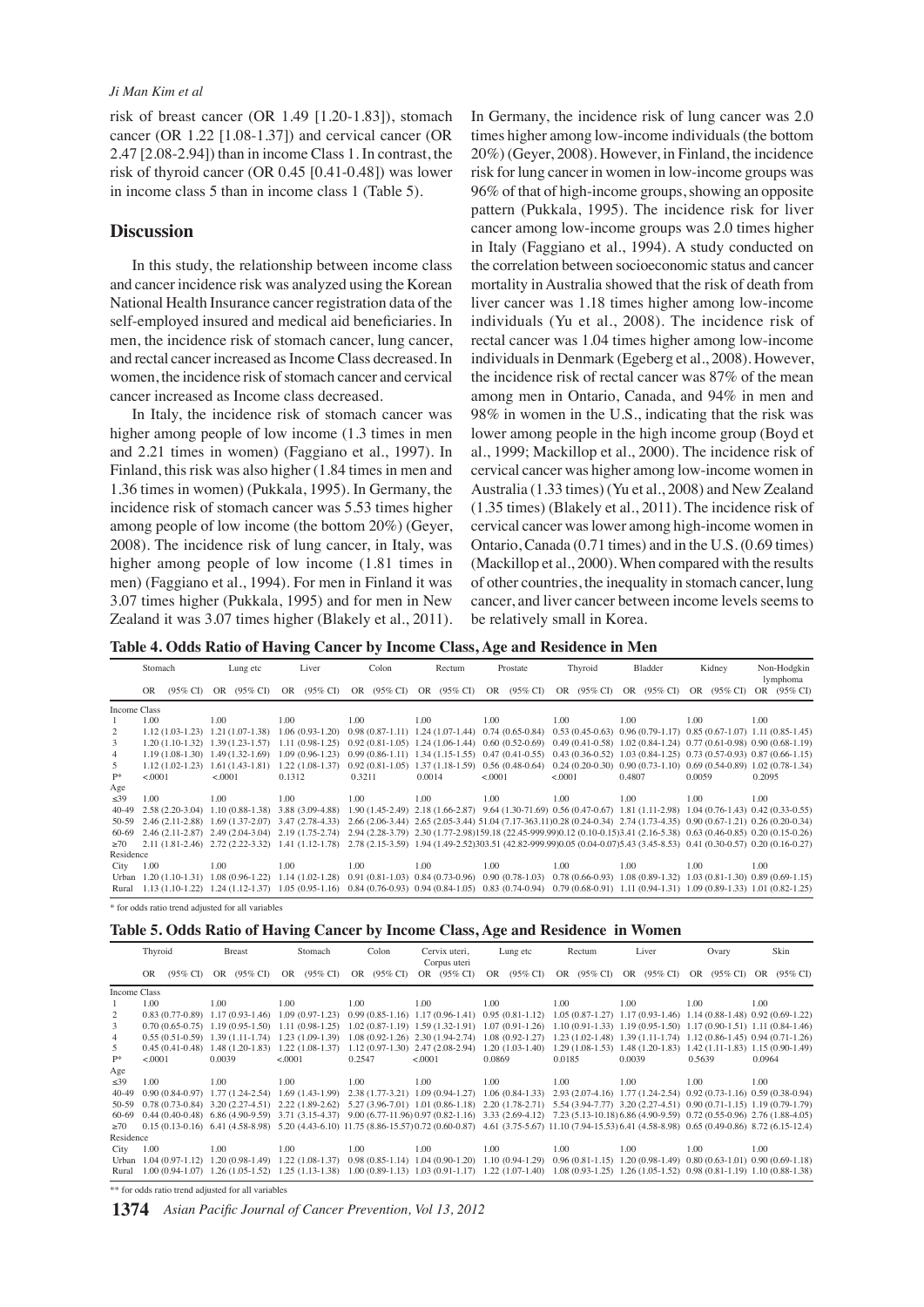risk of breast cancer (OR 1.49 [1.20-1.83]), stomach cancer (OR 1.22 [1.08-1.37]) and cervical cancer (OR 2.47 [2.08-2.94]) than in income Class 1. In contrast, the risk of thyroid cancer (OR 0.45 [0.41-0.48]) was lower in income class 5 than in income class 1 (Table 5).

## Discussion

In this study, the relationship between income class and cancer incidence risk was analyzed using the Korean National Health Insurance cancer registration data of the self-employed insured and medical aid beneficiaries. In men, the incidence risk of stomach cancer, lung cancer, and rectal cancer increased as Income Class decreased. In women, the incidence risk of stomach cancer and cervical cancer increased as Income class decreased.

In Italy, the incidence risk of stomach cancer was higher among people of low income (1.3 times in men and 2.21 times in women) (Faggiano et al., 1997). In Finland, this risk was also higher (1.84 times in men and 1.36 times in women) (Pukkala, 1995). In Germany, the incidence risk of stomach cancer was 5.53 times higher among people of low income (the bottom 20%) (Geyer, 2008). The incidence risk of lung cancer, in Italy, was higher among people of low income (1.81 times in men) (Faggiano et al., 1994). For men in Finland it was 3.07 times higher (Pukkala, 1995) and for men in New Zealand it was 3.07 times higher (Blakely et al., 2011). In Germany, the incidence risk of lung cancer was 2.0 times higher among low-income individuals (the bottom 20%) (Geyer, 2008). However, in Finland, the incidence risk for lung cancer in women in low-income groups was 96% of that of high-income groups, showing an opposite pattern (Pukkala, 1995). The incidence risk for liver cancer among low-income groups was 2.0 times higher in Italy (Faggiano et al., 1994). A study conducted on the correlation between socioeconomic status and cancer mortality in Australia showed that the risk of death from liver cancer was 1.18 times higher among low-income individuals (Yu et al., 2008). The incidence risk of rectal cancer was 1.04 times higher among low-income individuals in Denmark (Egeberg et al., 2008). However, the incidence risk of rectal cancer was 87% of the mean among men in Ontario, Canada, and 94% in men and 98% in women in the U.S., indicating that the risk was lower among people in the high income group (Boyd et al., 1999; Mackillop et al., 2000). The incidence risk of cervical cancer was higher among low-income women in Australia (1.33 times) (Yu et al., 2008) and New Zealand (1.35 times) (Blakely et al., 2011). The incidence risk of cervical cancer was lower among high-income women in Ontario, Canada (0.71 times) and in the U.S. (0.69 times) (Mackillop et al., 2000). When compared with the results of other countries, the inequality in stomach cancer, lung cancer, and liver cancer between income levels seems to be relatively small in Korea.

**Table 4. Odds Ratio of Having Cancer by Income Class, Age and Residence in Men**

| | Stomach | Lung etc | Liver | Colon | Rectum | Prostate | Thyroid | Bladder | Kidney | Non-Hodgkin lymphoma |
|---|---|---|---|---|---|---|---|---|---|---|
| | OR (95% CI) | OR (95% CI) | OR (95% CI) | OR (95% CI) | OR (95% CI) | OR (95% CI) | OR (95% CI) | OR (95% CI) | OR (95% CI) | OR (95% CI) |
| Income Class | | | | | | | | | | |
| 1 | 1.00 | 1.00 | 1.00 | 1.00 | 1.00 | 1.00 | 1.00 | 1.00 | 1.00 | 1.00 |
| 2 | 1.12 (1.03-1.23) | 1.21 (1.07-1.38) | 1.06 (0.93-1.20) | 0.98 (0.87-1.11) | 1.24 (1.07-1.44) | 0.74 (0.65-0.84) | 0.53 (0.45-0.63) | 0.96 (0.79-1.17) | 0.85 (0.67-1.07) | 1.11 (0.85-1.45) |
| 3 | 1.20 (1.10-1.32) | 1.39 (1.23-1.57) | 1.11 (0.98-1.25) | 1.02 (0.87-1.19) | 1.59 (1.32-1.91) | 1.07 (0.91-1.26) | 0.60 (0.52-0.69) | 0.49 (0.41-0.58) | 1.02 (0.84-1.24) | 0.77 (0.61-0.98) |
| 4 | 1.19 (1.08-1.30) | 1.49 (1.32-1.69) | 1.09 (0.96-1.23) | 0.99 (0.86-1.11) | 1.34 (1.15-1.55) | 0.47 (0.41-0.55) | 0.43 (0.36-0.52) | 1.03 (0.84-1.25) | 0.73 (0.57-0.93) | 0.87 (0.66-1.15) |
| 5 | 1.12 (1.02-1.23) | 1.61 (1.43-1.81) | 1.22 (1.08-1.37) | 0.92 (0.81-1.05) | 1.37 (1.18-1.59) | 0.56 (0.48-0.64) | 0.24 (0.20-0.30) | 0.90 (0.73-1.10) | 0.69 (0.54-0.89) | 1.02 (0.78-1.34) |
| P* | <.0001 | <.0001 | 0.1312 | 0.3211 | 0.0014 | <.0001 | <.0001 | 0.4807 | 0.0059 | 0.2095 |
| Age | | | | | | | | | | |
| ≤39 | 1.00 | 1.00 | 1.00 | 1.00 | 1.00 | 1.00 | 1.00 | 1.00 | 1.00 | 1.00 |
| 40-49 | 2.58 (2.20-3.04) | 1.10 (0.88-1.38) | 3.88 (3.09-4.88) | 1.90 (1.45-2.49) | 2.18 (1.66-2.87) | 9.64 (1.30-71.69) | 0.56 (0.47-0.67) | 1.81 (1.11-2.98) | 1.04 (0.76-1.43) | 0.42 (0.33-0.55) |
| 50-59 | 2.46 (2.11-2.88) | 1.69 (1.37-2.07) | 3.47 (2.78-4.33) | 2.66 (2.06-3.44) | 2.65 (2.05-3.44) | 51.04 (7.17-363.11) | 0.28 (0.24-0.34) | 2.74 (1.73-4.35) | 0.90 (0.67-1.21) | 0.26 (0.20-0.34) |
| 60-69 | 2.46 (2.11-2.87) | 2.49 (2.04-3.04) | 2.19 (1.75-2.74) | 2.94 (2.28-3.79) | 2.30 (1.77-2.98) | 159.18 (22.45-999.99) | 0.12 (0.10-0.15) | 3.41 (2.16-5.38) | 0.63 (0.46-0.85) | 0.20 (0.15-0.26) |
| ≥70 | 2.11 (1.81-2.46) | 2.72 (2.22-3.32) | 1.41 (1.12-1.78) | 2.78 (2.15-3.59) | 1.94 (1.49-2.52) | 303.51 (42.82-999.99) | 0.05 (0.04-0.07) | 5.43 (3.45-8.53) | 0.41 (0.30-0.57) | 0.20 (0.16-0.27) |
| Residence | | | | | | | | | | |
| City | 1.00 | 1.00 | 1.00 | 1.00 | 1.00 | 1.00 | 1.00 | 1.00 | 1.00 | 1.00 |
| Urban | 1.20 (1.10-1.31) | 1.08 (0.96-1.22) | 1.14 (1.02-1.28) | 0.91 (0.81-1.03) | 0.84 (0.73-0.96) | 0.90 (0.78-1.03) | 0.78 (0.66-0.93) | 1.08 (0.89-1.32) | 1.03 (0.81-1.30) | 0.89 (0.69-1.15) |
| Rural | 1.13 (1.10-1.22) | 1.24 (1.12-1.37) | 1.05 (0.95-1.16) | 0.84 (0.76-0.93) | 0.94 (0.84-1.05) | 0.83 (0.74-0.94) | 0.79 (0.68-0.91) | 1.11 (0.94-1.31) | 1.09 (0.89-1.33) | 1.01 (0.82-1.25) |

\* for odds ratio trend adjusted for all variables

**Table 5. Odds Ratio of Having Cancer by Income Class, Age and Residence in Women**

| | Thyroid | Breast | Stomach | Colon | Cervix uteri, Corpus uteri | Lung etc | Rectum | Liver | Ovary | Skin |
|---|---|---|---|---|---|---|---|---|---|---|
| | OR (95% CI) | OR (95% CI) | OR (95% CI) | OR (95% CI) | OR (95% CI) | OR (95% CI) | OR (95% CI) | OR (95% CI) | OR (95% CI) | OR (95% CI) |
| Income Class | | | | | | | | | | |
| 1 | 1.00 | 1.00 | 1.00 | 1.00 | 1.00 | 1.00 | 1.00 | 1.00 | 1.00 | 1.00 |
| 2 | 0.83 (0.77-0.89) | 1.17 (0.93-1.46) | 1.09 (0.97-1.23) | 0.99 (0.85-1.16) | 1.17 (0.96-1.41) | 0.95 (0.81-1.12) | 1.05 (0.87-1.27) | 1.17 (0.93-1.46) | 1.14 (0.88-1.48) | 0.92 (0.69-1.22) |
| 3 | 0.70 (0.65-0.75) | 1.19 (0.95-1.50) | 1.11 (0.98-1.25) | 1.02 (0.87-1.19) | 1.59 (1.32-1.91) | 1.07 (0.91-1.26) | 1.10 (0.91-1.33) | 1.19 (0.95-1.50) | 1.17 (0.90-1.51) | 1.11 (0.84-1.46) |
| 4 | 0.55 (0.51-0.59) | 1.39 (1.11-1.74) | 1.23 (1.09-1.39) | 1.08 (0.92-1.26) | 2.30 (1.94-2.74) | 1.08 (0.92-1.27) | 1.23 (1.02-1.48) | 1.39 (1.11-1.74) | 1.12 (0.86-1.45) | 0.94 (0.71-1.26) |
| 5 | 0.45 (0.41-0.48) | 1.48 (1.20-1.83) | 1.22 (1.08-1.37) | 1.12 (0.97-1.30) | 2.47 (2.08-2.94) | 1.20 (1.03-1.40) | 1.29 (1.08-1.53) | 1.48 (1.20-1.83) | 1.42 (1.11-1.83) | 1.15 (0.90-1.49) |
| P* | <.0001 | 0.0039 | <.0001 | 0.2547 | <.0001 | 0.0869 | 0.0185 | 0.0039 | 0.5639 | 0.0964 |
| Age | | | | | | | | | | |
| ≤39 | 1.00 | 1.00 | 1.00 | 1.00 | 1.00 | 1.00 | 1.00 | 1.00 | 1.00 | 1.00 |
| 40-49 | 0.90 (0.84-0.97) | 1.77 (1.24-2.54) | 1.69 (1.43-1.99) | 2.38 (1.77-3.21) | 1.09 (0.94-1.27) | 1.06 (0.84-1.33) | 2.93 (2.07-4.16) | 1.77 (1.24-2.54) | 0.92 (0.73-1.16) | 0.59 (0.38-0.94) |
| 50-59 | 0.78 (0.73-0.84) | 3.20 (2.27-4.51) | 2.22 (1.89-2.62) | 5.27 (3.96-7.01) | 1.01 (0.86-1.18) | 2.20 (1.78-2.71) | 5.54 (3.94-7.77) | 3.20 (2.27-4.51) | 0.90 (0.71-1.15) | 1.19 (0.79-1.79) |
| 60-69 | 0.44 (0.40-0.48) | 6.86 (4.90-9.59) | 3.71 (3.15-4.37) | 9.00 (6.77-11.96) | 0.97 (0.82-1.16) | 3.33 (2.69-4.12) | 7.23 (5.13-10.18) | 6.86 (4.90-9.59) | 0.72 (0.55-0.96) | 2.76 (1.88-4.05) |
| ≥70 | 0.15 (0.13-0.16) | 6.41 (4.58-8.98) | 5.20 (4.43-6.10) | 11.75 (8.86-15.57) | 0.72 (0.60-0.87) | 4.61 (3.75-5.67) | 11.10 (7.94-15.53) | 6.41 (4.58-8.98) | 0.65 (0.49-0.86) | 8.72 (6.15-12.4) |
| Residence | | | | | | | | | | |
| City | 1.00 | 1.00 | 1.00 | 1.00 | 1.00 | 1.00 | 1.00 | 1.00 | 1.00 | 1.00 |
| Urban | 1.04 (0.97-1.12) | 1.20 (0.98-1.49) | 1.22 (1.08-1.37) | 0.98 (0.85-1.14) | 1.04 (0.90-1.20) | 1.10 (0.94-1.29) | 0.96 (0.81-1.15) | 1.20 (0.98-1.49) | 0.80 (0.63-1.01) | 0.90 (0.69-1.18) |
| Rural | 1.00 (0.94-1.07) | 1.26 (1.05-1.52) | 1.25 (1.13-1.38) | 1.00 (0.89-1.13) | 1.03 (0.91-1.17) | 1.22 (1.07-1.40) | 1.08 (0.93-1.25) | 1.26 (1.05-1.52) | 0.98 (0.81-1.19) | 1.10 (0.88-1.38) |

\*\* for odds ratio trend adjusted for all variables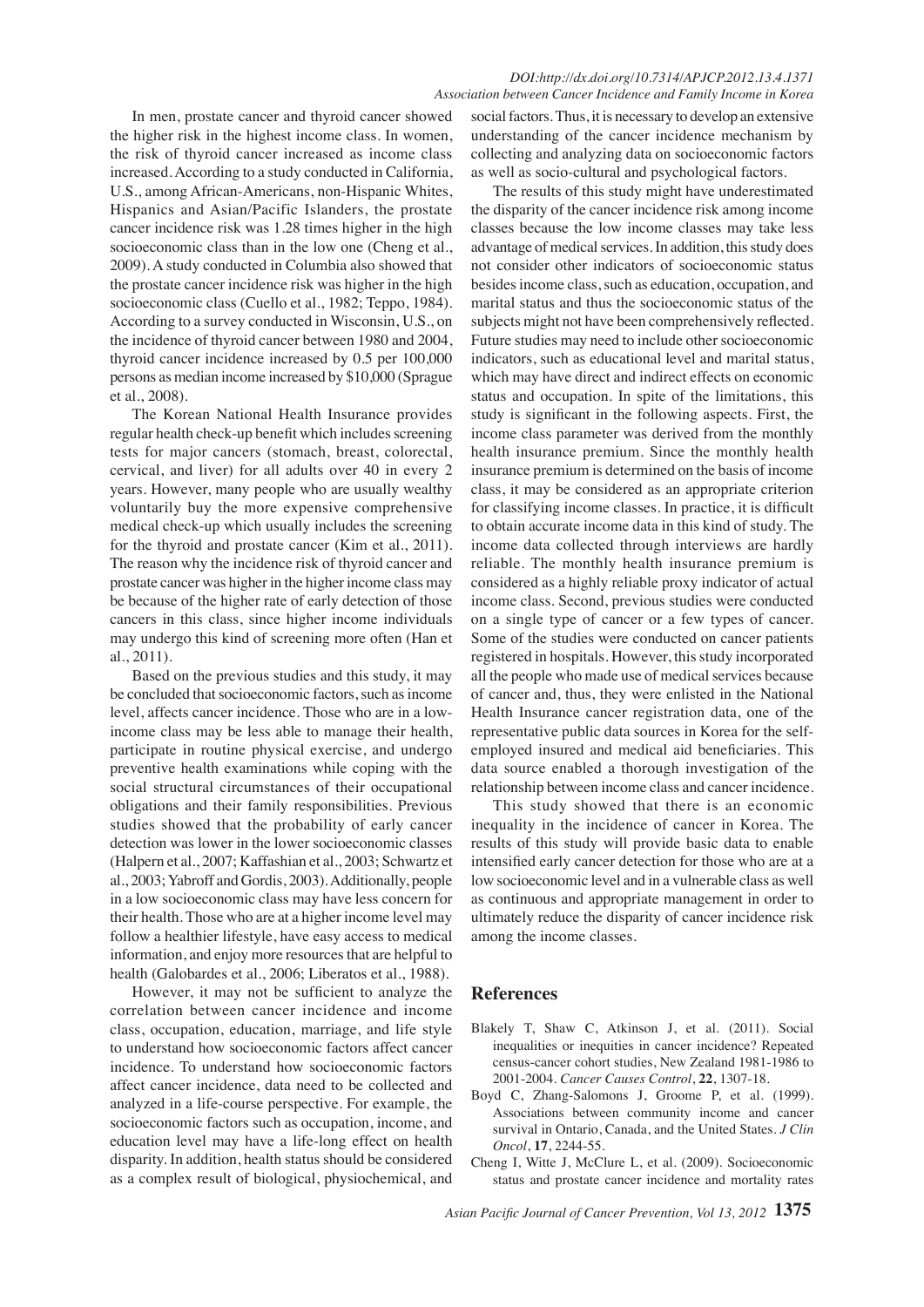In men, prostate cancer and thyroid cancer showed the higher risk in the highest income class. In women, the risk of thyroid cancer increased as income class increased. According to a study conducted in California, U.S., among African-Americans, non-Hispanic Whites, Hispanics and Asian/Pacific Islanders, the prostate cancer incidence risk was 1.28 times higher in the high socioeconomic class than in the low one (Cheng et al., 2009). A study conducted in Columbia also showed that the prostate cancer incidence risk was higher in the high socioeconomic class (Cuello et al., 1982; Teppo, 1984). According to a survey conducted in Wisconsin, U.S., on the incidence of thyroid cancer between 1980 and 2004, thyroid cancer incidence increased by 0.5 per 100,000 persons as median income increased by $10,000 (Sprague et al., 2008).

The Korean National Health Insurance provides regular health check-up benefit which includes screening tests for major cancers (stomach, breast, colorectal, cervical, and liver) for all adults over 40 in every 2 years. However, many people who are usually wealthy voluntarily buy the more expensive comprehensive medical check-up which usually includes the screening for the thyroid and prostate cancer (Kim et al., 2011). The reason why the incidence risk of thyroid cancer and prostate cancer was higher in the higher income class may be because of the higher rate of early detection of those cancers in this class, since higher income individuals may undergo this kind of screening more often (Han et al., 2011).

Based on the previous studies and this study, it may be concluded that socioeconomic factors, such as income level, affects cancer incidence. Those who are in a low-income class may be less able to manage their health, participate in routine physical exercise, and undergo preventive health examinations while coping with the social structural circumstances of their occupational obligations and their family responsibilities. Previous studies showed that the probability of early cancer detection was lower in the lower socioeconomic classes (Halpern et al., 2007; Kaffashian et al., 2003; Schwartz et al., 2003; Yabroff and Gordis, 2003). Additionally, people in a low socioeconomic class may have less concern for their health. Those who are at a higher income level may follow a healthier lifestyle, have easy access to medical information, and enjoy more resources that are helpful to health (Galobardes et al., 2006; Liberatos et al., 1988).

However, it may not be sufficient to analyze the correlation between cancer incidence and income class, occupation, education, marriage, and life style to understand how socioeconomic factors affect cancer incidence. To understand how socioeconomic factors affect cancer incidence, data need to be collected and analyzed in a life-course perspective. For example, the socioeconomic factors such as occupation, income, and education level may have a life-long effect on health disparity. In addition, health status should be considered as a complex result of biological, physiochemical, and social factors. Thus, it is necessary to develop an extensive understanding of the cancer incidence mechanism by collecting and analyzing data on socioeconomic factors as well as socio-cultural and psychological factors.

The results of this study might have underestimated the disparity of the cancer incidence risk among income classes because the low income classes may take less advantage of medical services. In addition, this study does not consider other indicators of socioeconomic status besides income class, such as education, occupation, and marital status and thus the socioeconomic status of the subjects might not have been comprehensively reflected. Future studies may need to include other socioeconomic indicators, such as educational level and marital status, which may have direct and indirect effects on economic status and occupation. In spite of the limitations, this study is significant in the following aspects. First, the income class parameter was derived from the monthly health insurance premium. Since the monthly health insurance premium is determined on the basis of income class, it may be considered as an appropriate criterion for classifying income classes. In practice, it is difficult to obtain accurate income data in this kind of study. The income data collected through interviews are hardly reliable. The monthly health insurance premium is considered as a highly reliable proxy indicator of actual income class. Second, previous studies were conducted on a single type of cancer or a few types of cancer. Some of the studies were conducted on cancer patients registered in hospitals. However, this study incorporated all the people who made use of medical services because of cancer and, thus, they were enlisted in the National Health Insurance cancer registration data, one of the representative public data sources in Korea for the self-employed insured and medical aid beneficiaries. This data source enabled a thorough investigation of the relationship between income class and cancer incidence.

This study showed that there is an economic inequality in the incidence of cancer in Korea. The results of this study will provide basic data to enable intensified early cancer detection for those who are at a low socioeconomic level and in a vulnerable class as well as continuous and appropriate management in order to ultimately reduce the disparity of cancer incidence risk among the income classes.

## References

- Blakely T, Shaw C, Atkinson J, et al. (2011). Social inequalities or inequities in cancer incidence? Repeated census-cancer cohort studies, New Zealand 1981-1986 to 2001-2004. *Cancer Causes Control*, **22**, 1307-18.
- Boyd C, Zhang-Salomons J, Groome P, et al. (1999). Associations between community income and cancer survival in Ontario, Canada, and the United States. *J Clin Oncol*, **17**, 2244-55.
- Cheng I, Witte J, McClure L, et al. (2009). Socioeconomic status and prostate cancer incidence and mortality rates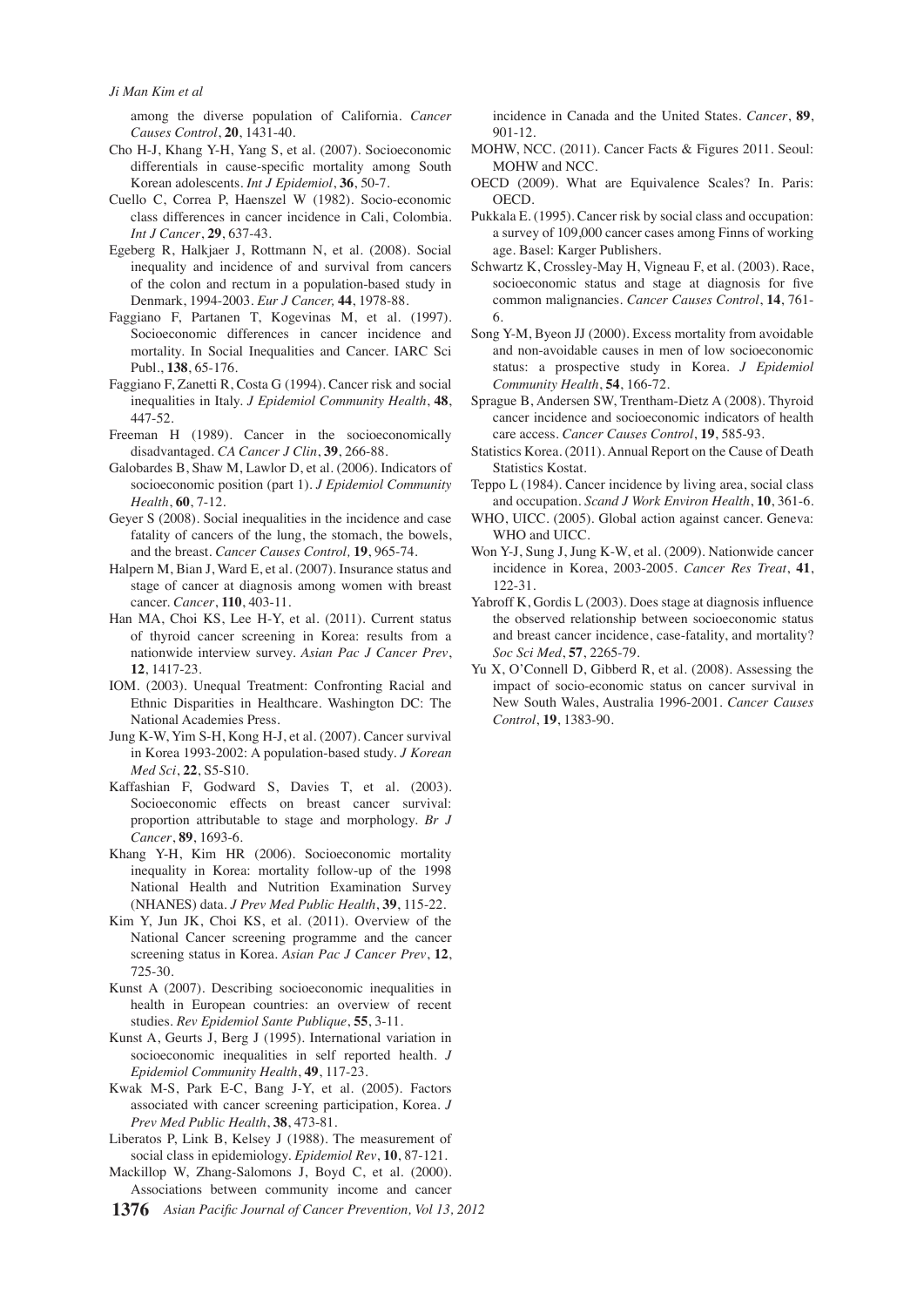among the diverse population of California. *Cancer Causes Control*, **20**, 1431-40.

Cho H-J, Khang Y-H, Yang S, et al. (2007). Socioeconomic differentials in cause-specific mortality among South Korean adolescents. *Int J Epidemiol*, **36**, 50-7.

Cuello C, Correa P, Haenszel W (1982). Socio-economic class differences in cancer incidence in Cali, Colombia. *Int J Cancer*, **29**, 637-43.

Egeberg R, Halkjaer J, Rottmann N, et al. (2008). Social inequality and incidence of and survival from cancers of the colon and rectum in a population-based study in Denmark, 1994-2003. *Eur J Cancer,* **44**, 1978-88.

Faggiano F, Partanen T, Kogevinas M, et al. (1997). Socioeconomic differences in cancer incidence and mortality. In Social Inequalities and Cancer. IARC Sci Publ., **138**, 65-176.

Faggiano F, Zanetti R, Costa G (1994). Cancer risk and social inequalities in Italy. *J Epidemiol Community Health*, **48**, 447-52.

Freeman H (1989). Cancer in the socioeconomically disadvantaged. *CA Cancer J Clin*, **39**, 266-88.

Galobardes B, Shaw M, Lawlor D, et al. (2006). Indicators of socioeconomic position (part 1). *J Epidemiol Community Health*, **60**, 7-12.

Geyer S (2008). Social inequalities in the incidence and case fatality of cancers of the lung, the stomach, the bowels, and the breast. *Cancer Causes Control,* **19**, 965-74.

Halpern M, Bian J, Ward E, et al. (2007). Insurance status and stage of cancer at diagnosis among women with breast cancer. *Cancer*, **110**, 403-11.

Han MA, Choi KS, Lee H-Y, et al. (2011). Current status of thyroid cancer screening in Korea: results from a nationwide interview survey. *Asian Pac J Cancer Prev*, **12**, 1417-23.

IOM. (2003). Unequal Treatment: Confronting Racial and Ethnic Disparities in Healthcare. Washington DC: The National Academies Press.

Jung K-W, Yim S-H, Kong H-J, et al. (2007). Cancer survival in Korea 1993-2002: A population-based study. *J Korean Med Sci*, **22**, S5-S10.

Kaffashian F, Godward S, Davies T, et al. (2003). Socioeconomic effects on breast cancer survival: proportion attributable to stage and morphology. *Br J Cancer*, **89**, 1693-6.

Khang Y-H, Kim HR (2006). Socioeconomic mortality inequality in Korea: mortality follow-up of the 1998 National Health and Nutrition Examination Survey (NHANES) data. *J Prev Med Public Health*, **39**, 115-22.

Kim Y, Jun JK, Choi KS, et al. (2011). Overview of the National Cancer screening programme and the cancer screening status in Korea. *Asian Pac J Cancer Prev*, **12**, 725-30.

Kunst A (2007). Describing socioeconomic inequalities in health in European countries: an overview of recent studies. *Rev Epidemiol Sante Publique*, **55**, 3-11.

Kunst A, Geurts J, Berg J (1995). International variation in socioeconomic inequalities in self reported health. *J Epidemiol Community Health*, **49**, 117-23.

Kwak M-S, Park E-C, Bang J-Y, et al. (2005). Factors associated with cancer screening participation, Korea. *J Prev Med Public Health*, **38**, 473-81.

Liberatos P, Link B, Kelsey J (1988). The measurement of social class in epidemiology. *Epidemiol Rev*, **10**, 87-121.

Mackillop W, Zhang-Salomons J, Boyd C, et al. (2000). Associations between community income and cancer incidence in Canada and the United States. *Cancer*, **89**, 901-12.

MOHW, NCC. (2011). Cancer Facts & Figures 2011. Seoul: MOHW and NCC.

OECD (2009). What are Equivalence Scales? In. Paris: OECD.

Pukkala E. (1995). Cancer risk by social class and occupation: a survey of 109,000 cancer cases among Finns of working age. Basel: Karger Publishers.

Schwartz K, Crossley-May H, Vigneau F, et al. (2003). Race, socioeconomic status and stage at diagnosis for five common malignancies. *Cancer Causes Control*, **14**, 761-6.

Song Y-M, Byeon JJ (2000). Excess mortality from avoidable and non-avoidable causes in men of low socioeconomic status: a prospective study in Korea. *J Epidemiol Community Health*, **54**, 166-72.

Sprague B, Andersen SW, Trentham-Dietz A (2008). Thyroid cancer incidence and socioeconomic indicators of health care access. *Cancer Causes Control*, **19**, 585-93.

Statistics Korea. (2011). Annual Report on the Cause of Death Statistics Kostat.

Teppo L (1984). Cancer incidence by living area, social class and occupation. *Scand J Work Environ Health*, **10**, 361-6.

WHO, UICC. (2005). Global action against cancer. Geneva: WHO and UICC.

Won Y-J, Sung J, Jung K-W, et al. (2009). Nationwide cancer incidence in Korea, 2003-2005. *Cancer Res Treat*, **41**, 122-31.

Yabroff K, Gordis L (2003). Does stage at diagnosis influence the observed relationship between socioeconomic status and breast cancer incidence, case-fatality, and mortality? *Soc Sci Med*, **57**, 2265-79.

Yu X, O'Connell D, Gibberd R, et al. (2008). Assessing the impact of socio-economic status on cancer survival in New South Wales, Australia 1996-2001. *Cancer Causes Control*, **19**, 1383-90.